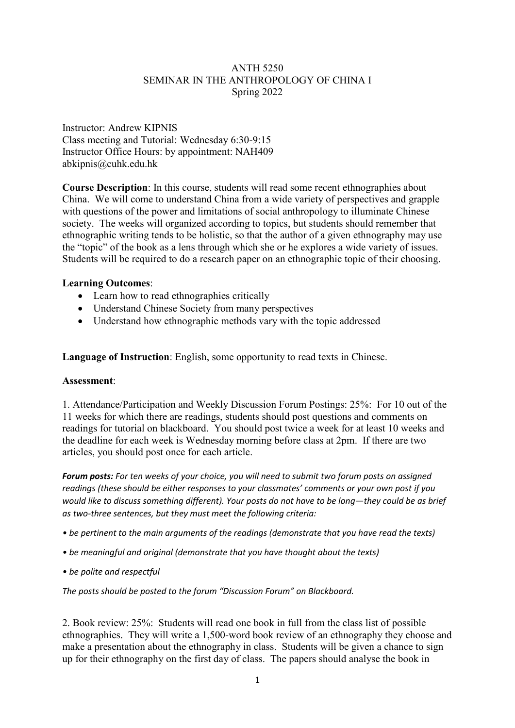ANTH 5250

SEMINAR IN THE ANTHROPOLOGY OF CHINA I

Spring 2022

Instructor: Andrew KIPNIS
Class meeting and Tutorial: Wednesday 6:30-9:15
Instructor Office Hours: by appointment: NAH409
abkipnis@cuhk.edu.hk

**Course Description**: In this course, students will read some recent ethnographies about China. We will come to understand China from a wide variety of perspectives and grapple with questions of the power and limitations of social anthropology to illuminate Chinese society. The weeks will organized according to topics, but students should remember that ethnographic writing tends to be holistic, so that the author of a given ethnography may use the "topic" of the book as a lens through which she or he explores a wide variety of issues. Students will be required to do a research paper on an ethnographic topic of their choosing.

**Learning Outcomes**:

- Learn how to read ethnographies critically
- Understand Chinese Society from many perspectives
- Understand how ethnographic methods vary with the topic addressed

**Language of Instruction**: English, some opportunity to read texts in Chinese.

**Assessment**:

1. Attendance/Participation and Weekly Discussion Forum Postings: 25%: For 10 out of the 11 weeks for which there are readings, students should post questions and comments on readings for tutorial on blackboard. You should post twice a week for at least 10 weeks and the deadline for each week is Wednesday morning before class at 2pm. If there are two articles, you should post once for each article.

***Forum posts:*** *For ten weeks of your choice, you will need to submit two forum posts on assigned readings (these should be either responses to your classmates' comments or your own post if you would like to discuss something different). Your posts do not have to be long—they could be as brief as two-three sentences, but they must meet the following criteria:*

- *be pertinent to the main arguments of the readings (demonstrate that you have read the texts)*
- *be meaningful and original (demonstrate that you have thought about the texts)*
- *be polite and respectful*

*The posts should be posted to the forum "Discussion Forum" on Blackboard.*

2. Book review: 25%: Students will read one book in full from the class list of possible ethnographies. They will write a 1,500-word book review of an ethnography they choose and make a presentation about the ethnography in class. Students will be given a chance to sign up for their ethnography on the first day of class. The papers should analyse the book in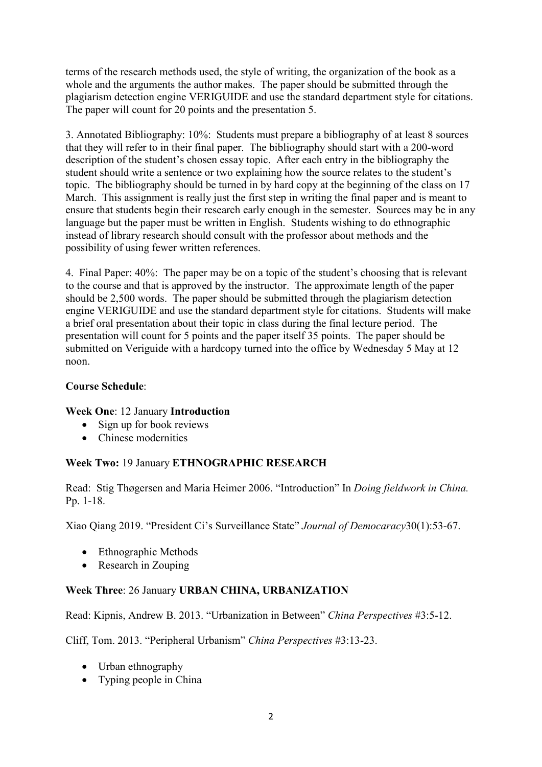terms of the research methods used, the style of writing, the organization of the book as a whole and the arguments the author makes. The paper should be submitted through the plagiarism detection engine VERIGUIDE and use the standard department style for citations. The paper will count for 20 points and the presentation 5.

3. Annotated Bibliography: 10%: Students must prepare a bibliography of at least 8 sources that they will refer to in their final paper. The bibliography should start with a 200-word description of the student's chosen essay topic. After each entry in the bibliography the student should write a sentence or two explaining how the source relates to the student's topic. The bibliography should be turned in by hard copy at the beginning of the class on 17 March. This assignment is really just the first step in writing the final paper and is meant to ensure that students begin their research early enough in the semester. Sources may be in any language but the paper must be written in English. Students wishing to do ethnographic instead of library research should consult with the professor about methods and the possibility of using fewer written references.

4. Final Paper: 40%: The paper may be on a topic of the student's choosing that is relevant to the course and that is approved by the instructor. The approximate length of the paper should be 2,500 words. The paper should be submitted through the plagiarism detection engine VERIGUIDE and use the standard department style for citations. Students will make a brief oral presentation about their topic in class during the final lecture period. The presentation will count for 5 points and the paper itself 35 points. The paper should be submitted on Veriguide with a hardcopy turned into the office by Wednesday 5 May at 12 noon.

**Course Schedule**:

**Week One**: 12 January **Introduction**

- Sign up for book reviews
- Chinese modernities

**Week Two:** 19 January **ETHNOGRAPHIC RESEARCH**

Read: Stig Thøgersen and Maria Heimer 2006. "Introduction" In *Doing fieldwork in China.* Pp. 1-18.

Xiao Qiang 2019. "President Ci's Surveillance State" *Journal of Democracy*30(1):53-67.

- Ethnographic Methods
- Research in Zouping

**Week Three**: 26 January **URBAN CHINA, URBANIZATION**

Read: Kipnis, Andrew B. 2013. "Urbanization in Between" *China Perspectives* #3:5-12.

Cliff, Tom. 2013. "Peripheral Urbanism" *China Perspectives* #3:13-23.

- Urban ethnography
- Typing people in China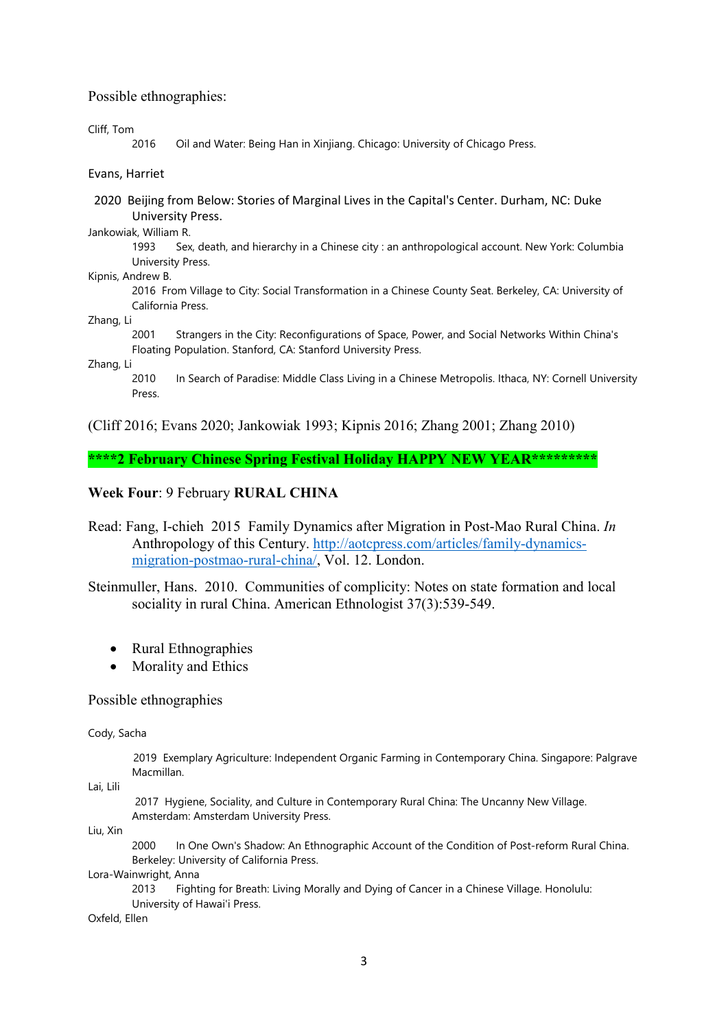Possible ethnographies:

Cliff, Tom
2016 Oil and Water: Being Han in Xinjiang. Chicago: University of Chicago Press.

Evans, Harriet
2020 Beijing from Below: Stories of Marginal Lives in the Capital's Center. Durham, NC: Duke University Press.

Jankowiak, William R.
1993 Sex, death, and hierarchy in a Chinese city : an anthropological account. New York: Columbia University Press.

Kipnis, Andrew B.
2016 From Village to City: Social Transformation in a Chinese County Seat. Berkeley, CA: University of California Press.

Zhang, Li
2001 Strangers in the City: Reconfigurations of Space, Power, and Social Networks Within China's Floating Population. Stanford, CA: Stanford University Press.

Zhang, Li
2010 In Search of Paradise: Middle Class Living in a Chinese Metropolis. Ithaca, NY: Cornell University Press.

(Cliff 2016; Evans 2020; Jankowiak 1993; Kipnis 2016; Zhang 2001; Zhang 2010)

**\*\*\*\*2 February Chinese Spring Festival Holiday HAPPY NEW YEAR\*\*\*\*\*\*\*\*\***

**Week Four**: 9 February **RURAL CHINA**

Read: Fang, I-chieh 2015 Family Dynamics after Migration in Post-Mao Rural China. *In* Anthropology of this Century. http://aotcpress.com/articles/family-dynamics-migration-postmao-rural-china/, Vol. 12. London.

Steinmuller, Hans. 2010. Communities of complicity: Notes on state formation and local sociality in rural China. American Ethnologist 37(3):539-549.

- Rural Ethnographies
- Morality and Ethics

Possible ethnographies

Cody, Sacha
2019 Exemplary Agriculture: Independent Organic Farming in Contemporary China. Singapore: Palgrave Macmillan.

Lai, Lili
2017 Hygiene, Sociality, and Culture in Contemporary Rural China: The Uncanny New Village. Amsterdam: Amsterdam University Press.

Liu, Xin
2000 In One Own's Shadow: An Ethnographic Account of the Condition of Post-reform Rural China. Berkeley: University of California Press.

Lora-Wainwright, Anna
2013 Fighting for Breath: Living Morally and Dying of Cancer in a Chinese Village. Honolulu: University of Hawai'i Press.

Oxfeld, Ellen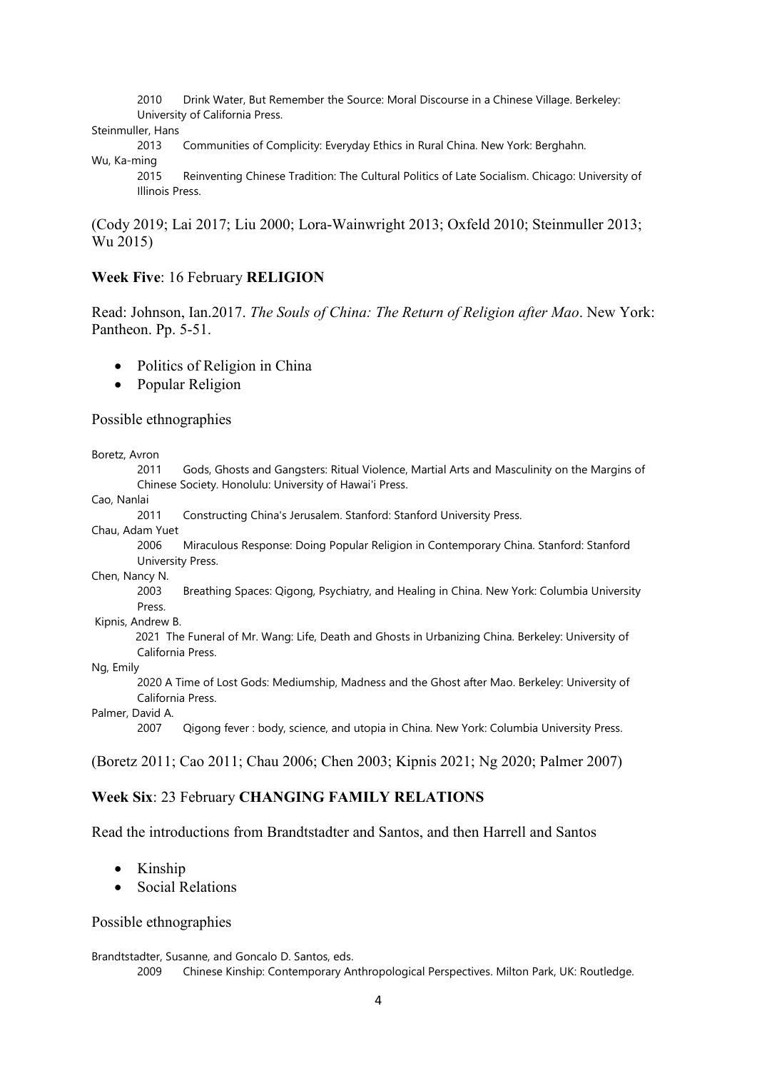2010 Drink Water, But Remember the Source: Moral Discourse in a Chinese Village. Berkeley: University of California Press.

Steinmuller, Hans

2013 Communities of Complicity: Everyday Ethics in Rural China. New York: Berghahn.

Wu, Ka-ming

2015 Reinventing Chinese Tradition: The Cultural Politics of Late Socialism. Chicago: University of Illinois Press.

(Cody 2019; Lai 2017; Liu 2000; Lora-Wainwright 2013; Oxfeld 2010; Steinmuller 2013; Wu 2015)

**Week Five**: 16 February **RELIGION**

Read: Johnson, Ian.2017. *The Souls of China: The Return of Religion after Mao*. New York: Pantheon. Pp. 5-51.

- Politics of Religion in China
- Popular Religion

Possible ethnographies

Boretz, Avron

2011 Gods, Ghosts and Gangsters: Ritual Violence, Martial Arts and Masculinity on the Margins of Chinese Society. Honolulu: University of Hawai'i Press.

Cao, Nanlai

2011 Constructing China's Jerusalem. Stanford: Stanford University Press.

Chau, Adam Yuet

2006 Miraculous Response: Doing Popular Religion in Contemporary China. Stanford: Stanford University Press.

Chen, Nancy N.

2003 Breathing Spaces: Qigong, Psychiatry, and Healing in China. New York: Columbia University Press.

Kipnis, Andrew B.

2021 The Funeral of Mr. Wang: Life, Death and Ghosts in Urbanizing China. Berkeley: University of California Press.

Ng, Emily

2020 A Time of Lost Gods: Mediumship, Madness and the Ghost after Mao. Berkeley: University of California Press.

Palmer, David A.

2007 Qigong fever : body, science, and utopia in China. New York: Columbia University Press.

(Boretz 2011; Cao 2011; Chau 2006; Chen 2003; Kipnis 2021; Ng 2020; Palmer 2007)

**Week Six**: 23 February **CHANGING FAMILY RELATIONS**

Read the introductions from Brandtstadter and Santos, and then Harrell and Santos

- Kinship
- Social Relations

Possible ethnographies

Brandtstadter, Susanne, and Goncalo D. Santos, eds.

2009 Chinese Kinship: Contemporary Anthropological Perspectives. Milton Park, UK: Routledge.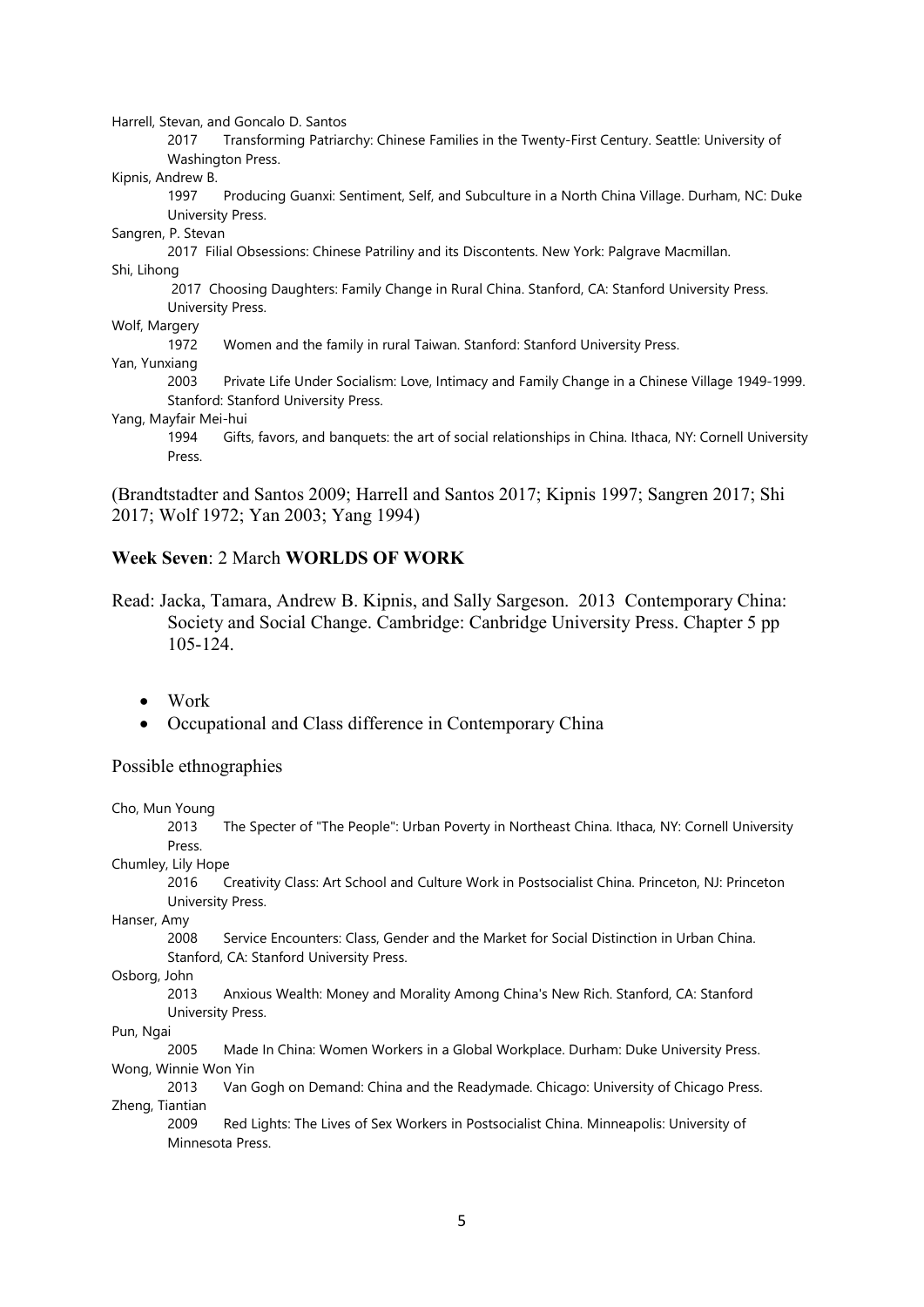Harrell, Stevan, and Goncalo D. Santos

2017 Transforming Patriarchy: Chinese Families in the Twenty-First Century. Seattle: University of Washington Press.

Kipnis, Andrew B.

1997 Producing Guanxi: Sentiment, Self, and Subculture in a North China Village. Durham, NC: Duke University Press.

Sangren, P. Stevan

2017 Filial Obsessions: Chinese Patriliny and its Discontents. New York: Palgrave Macmillan.

Shi, Lihong

2017 Choosing Daughters: Family Change in Rural China. Stanford, CA: Stanford University Press. University Press.

Wolf, Margery

1972 Women and the family in rural Taiwan. Stanford: Stanford University Press.

Yan, Yunxiang

2003 Private Life Under Socialism: Love, Intimacy and Family Change in a Chinese Village 1949-1999. Stanford: Stanford University Press.

Yang, Mayfair Mei-hui

1994 Gifts, favors, and banquets: the art of social relationships in China. Ithaca, NY: Cornell University Press.

(Brandtstadter and Santos 2009; Harrell and Santos 2017; Kipnis 1997; Sangren 2017; Shi 2017; Wolf 1972; Yan 2003; Yang 1994)

**Week Seven**: 2 March **WORLDS OF WORK**

Read: Jacka, Tamara, Andrew B. Kipnis, and Sally Sargeson. 2013 Contemporary China: Society and Social Change. Cambridge: Canbridge University Press. Chapter 5 pp 105-124.

- Work
- Occupational and Class difference in Contemporary China

Possible ethnographies

Cho, Mun Young

2013 The Specter of "The People": Urban Poverty in Northeast China. Ithaca, NY: Cornell University Press.

Chumley, Lily Hope

2016 Creativity Class: Art School and Culture Work in Postsocialist China. Princeton, NJ: Princeton University Press.

Hanser, Amy

2008 Service Encounters: Class, Gender and the Market for Social Distinction in Urban China. Stanford, CA: Stanford University Press.

Osborg, John

2013 Anxious Wealth: Money and Morality Among China's New Rich. Stanford, CA: Stanford University Press.

Pun, Ngai

2005 Made In China: Women Workers in a Global Workplace. Durham: Duke University Press.

Wong, Winnie Won Yin

2013 Van Gogh on Demand: China and the Readymade. Chicago: University of Chicago Press.

Zheng, Tiantian

2009 Red Lights: The Lives of Sex Workers in Postsocialist China. Minneapolis: University of Minnesota Press.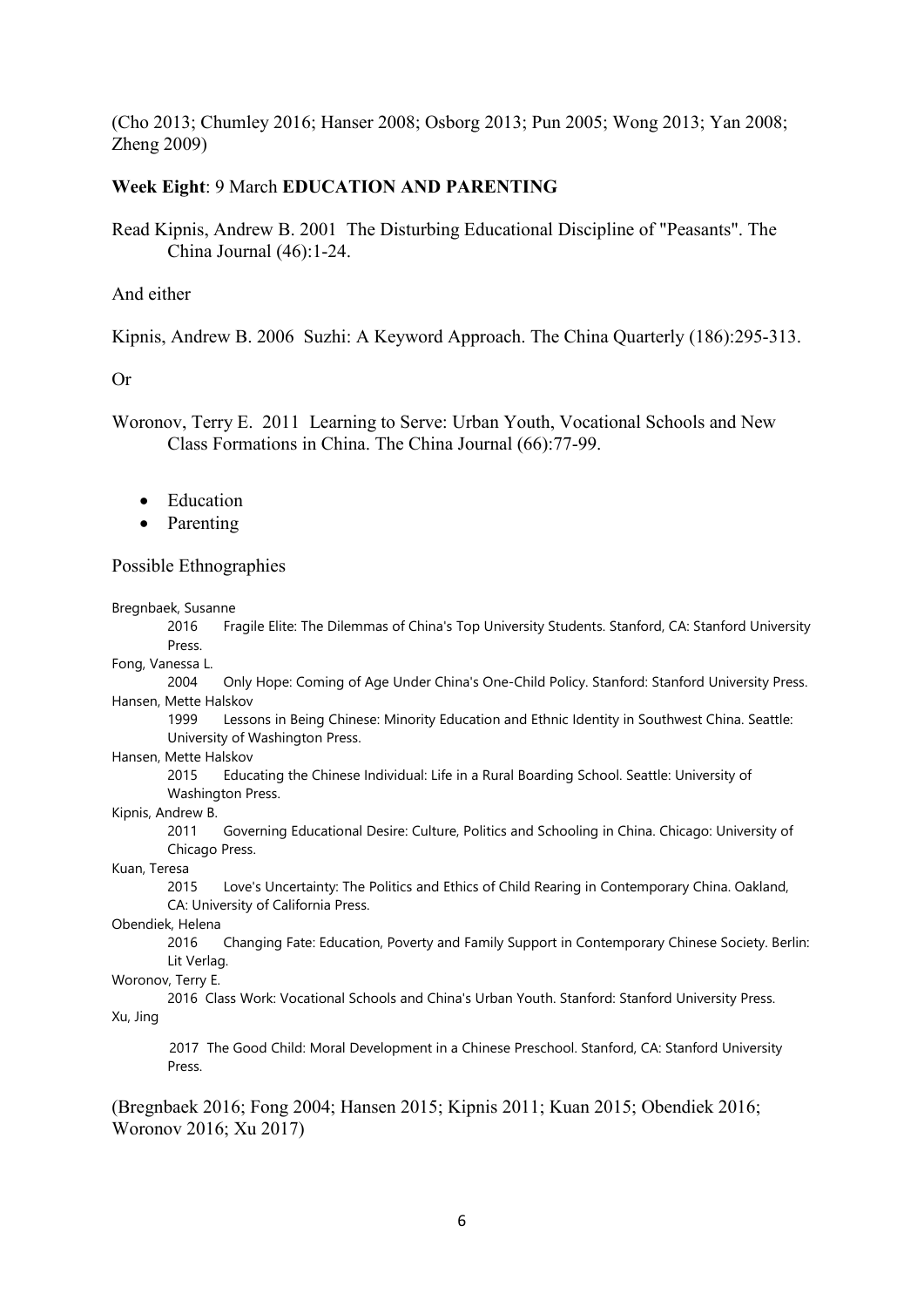(Cho 2013; Chumley 2016; Hanser 2008; Osborg 2013; Pun 2005; Wong 2013; Yan 2008; Zheng 2009)

**Week Eight**: 9 March **EDUCATION AND PARENTING**

Read Kipnis, Andrew B. 2001 The Disturbing Educational Discipline of "Peasants". The China Journal (46):1-24.

And either

Kipnis, Andrew B. 2006 Suzhi: A Keyword Approach. The China Quarterly (186):295-313.

Or

Woronov, Terry E. 2011 Learning to Serve: Urban Youth, Vocational Schools and New Class Formations in China. The China Journal (66):77-99.

- Education
- Parenting

Possible Ethnographies

Bregnbaek, Susanne
2016 Fragile Elite: The Dilemmas of China's Top University Students. Stanford, CA: Stanford University Press.

Fong, Vanessa L.
2004 Only Hope: Coming of Age Under China's One-Child Policy. Stanford: Stanford University Press.

Hansen, Mette Halskov
1999 Lessons in Being Chinese: Minority Education and Ethnic Identity in Southwest China. Seattle: University of Washington Press.

Hansen, Mette Halskov
2015 Educating the Chinese Individual: Life in a Rural Boarding School. Seattle: University of Washington Press.

Kipnis, Andrew B.
2011 Governing Educational Desire: Culture, Politics and Schooling in China. Chicago: University of Chicago Press.

Kuan, Teresa
2015 Love's Uncertainty: The Politics and Ethics of Child Rearing in Contemporary China. Oakland, CA: University of California Press.

Obendiek, Helena
2016 Changing Fate: Education, Poverty and Family Support in Contemporary Chinese Society. Berlin: Lit Verlag.

Woronov, Terry E.
2016 Class Work: Vocational Schools and China's Urban Youth. Stanford: Stanford University Press.

Xu, Jing
2017 The Good Child: Moral Development in a Chinese Preschool. Stanford, CA: Stanford University Press.

(Bregnbaek 2016; Fong 2004; Hansen 2015; Kipnis 2011; Kuan 2015; Obendiek 2016; Woronov 2016; Xu 2017)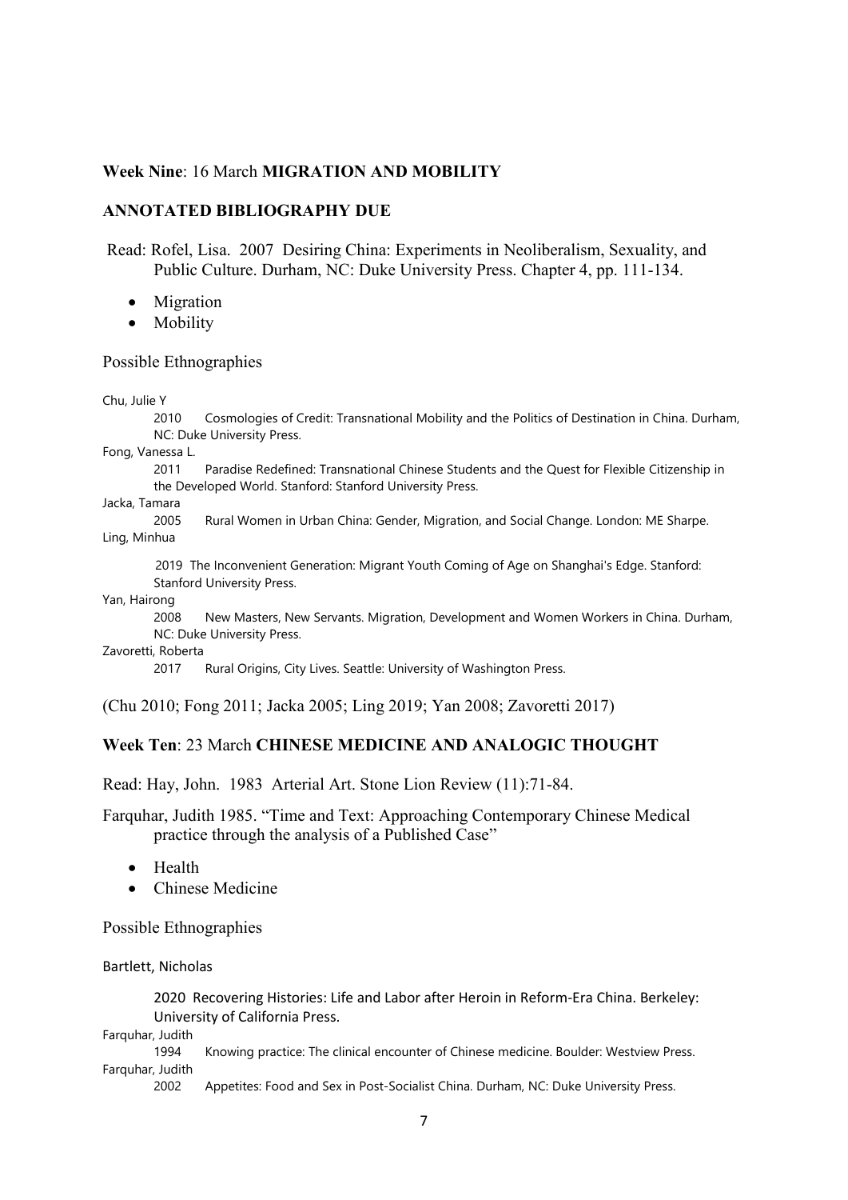**Week Nine**: 16 March **MIGRATION AND MOBILITY**

**ANNOTATED BIBLIOGRAPHY DUE**

Read: Rofel, Lisa. 2007 Desiring China: Experiments in Neoliberalism, Sexuality, and Public Culture. Durham, NC: Duke University Press. Chapter 4, pp. 111-134.

- Migration
- Mobility

Possible Ethnographies

Chu, Julie Y
2010 Cosmologies of Credit: Transnational Mobility and the Politics of Destination in China. Durham, NC: Duke University Press.

Fong, Vanessa L.
2011 Paradise Redefined: Transnational Chinese Students and the Quest for Flexible Citizenship in the Developed World. Stanford: Stanford University Press.

Jacka, Tamara
2005 Rural Women in Urban China: Gender, Migration, and Social Change. London: ME Sharpe.

Ling, Minhua
2019 The Inconvenient Generation: Migrant Youth Coming of Age on Shanghai's Edge. Stanford: Stanford University Press.

Yan, Hairong
2008 New Masters, New Servants. Migration, Development and Women Workers in China. Durham, NC: Duke University Press.

Zavoretti, Roberta
2017 Rural Origins, City Lives. Seattle: University of Washington Press.

(Chu 2010; Fong 2011; Jacka 2005; Ling 2019; Yan 2008; Zavoretti 2017)

**Week Ten**: 23 March **CHINESE MEDICINE AND ANALOGIC THOUGHT**

Read: Hay, John. 1983 Arterial Art. Stone Lion Review (11):71-84.

Farquhar, Judith 1985. "Time and Text: Approaching Contemporary Chinese Medical practice through the analysis of a Published Case"

- Health
- Chinese Medicine

Possible Ethnographies

Bartlett, Nicholas
2020 Recovering Histories: Life and Labor after Heroin in Reform-Era China. Berkeley: University of California Press.

Farquhar, Judith
1994 Knowing practice: The clinical encounter of Chinese medicine. Boulder: Westview Press.

Farquhar, Judith
2002 Appetites: Food and Sex in Post-Socialist China. Durham, NC: Duke University Press.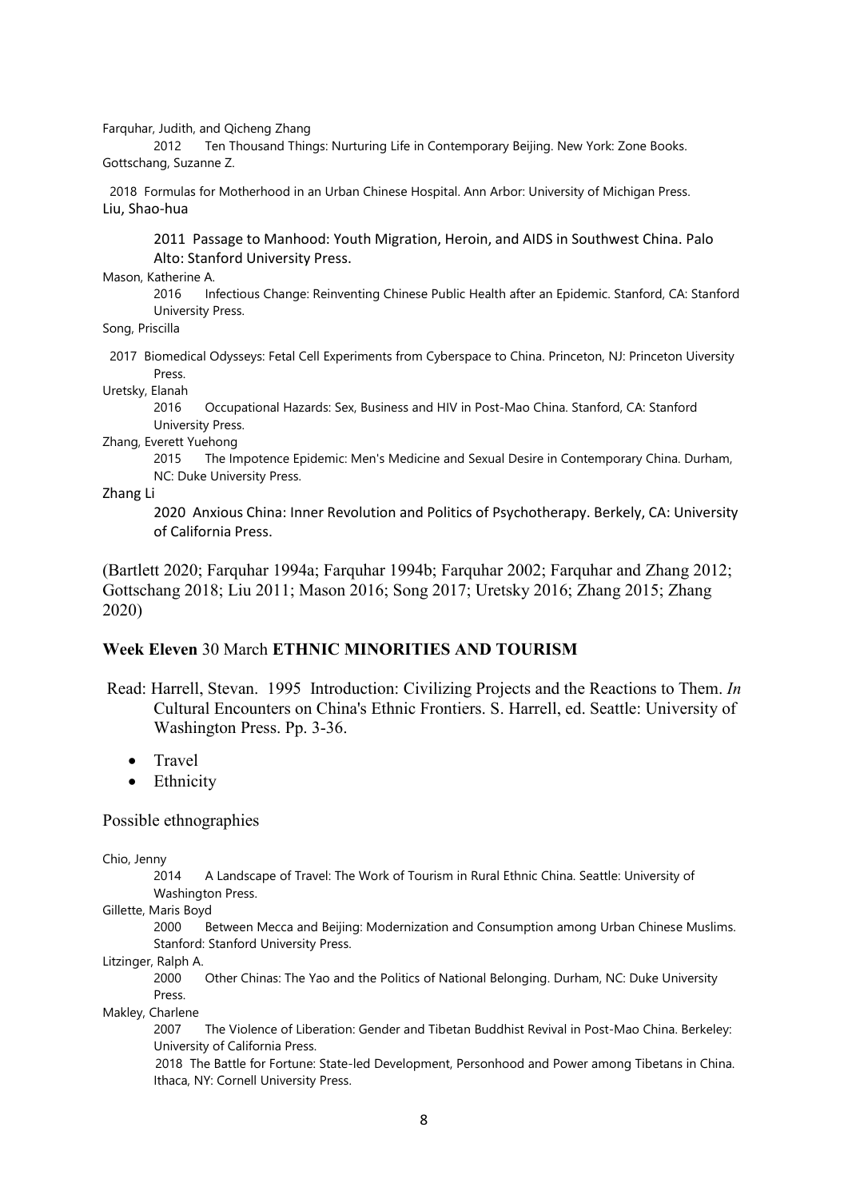Farquhar, Judith, and Qicheng Zhang

2012 Ten Thousand Things: Nurturing Life in Contemporary Beijing. New York: Zone Books.

Gottschang, Suzanne Z.

2018 Formulas for Motherhood in an Urban Chinese Hospital. Ann Arbor: University of Michigan Press.

Liu, Shao-hua

2011 Passage to Manhood: Youth Migration, Heroin, and AIDS in Southwest China. Palo Alto: Stanford University Press.

Mason, Katherine A.

2016 Infectious Change: Reinventing Chinese Public Health after an Epidemic. Stanford, CA: Stanford University Press.

Song, Priscilla

2017 Biomedical Odysseys: Fetal Cell Experiments from Cyberspace to China. Princeton, NJ: Princeton Uiversity Press.

Uretsky, Elanah

2016 Occupational Hazards: Sex, Business and HIV in Post-Mao China. Stanford, CA: Stanford University Press.

Zhang, Everett Yuehong

2015 The Impotence Epidemic: Men's Medicine and Sexual Desire in Contemporary China. Durham, NC: Duke University Press.

Zhang Li

2020 Anxious China: Inner Revolution and Politics of Psychotherapy. Berkely, CA: University of California Press.

(Bartlett 2020; Farquhar 1994a; Farquhar 1994b; Farquhar 2002; Farquhar and Zhang 2012; Gottschang 2018; Liu 2011; Mason 2016; Song 2017; Uretsky 2016; Zhang 2015; Zhang 2020)

**Week Eleven** 30 March **ETHNIC MINORITIES AND TOURISM**

Read: Harrell, Stevan. 1995 Introduction: Civilizing Projects and the Reactions to Them. *In* Cultural Encounters on China's Ethnic Frontiers. S. Harrell, ed. Seattle: University of Washington Press. Pp. 3-36.

- Travel
- Ethnicity

Possible ethnographies

Chio, Jenny

2014 A Landscape of Travel: The Work of Tourism in Rural Ethnic China. Seattle: University of Washington Press.

Gillette, Maris Boyd

2000 Between Mecca and Beijing: Modernization and Consumption among Urban Chinese Muslims. Stanford: Stanford University Press.

Litzinger, Ralph A.

2000 Other Chinas: The Yao and the Politics of National Belonging. Durham, NC: Duke University Press.

Makley, Charlene

2007 The Violence of Liberation: Gender and Tibetan Buddhist Revival in Post-Mao China. Berkeley: University of California Press.

2018 The Battle for Fortune: State-led Development, Personhood and Power among Tibetans in China. Ithaca, NY: Cornell University Press.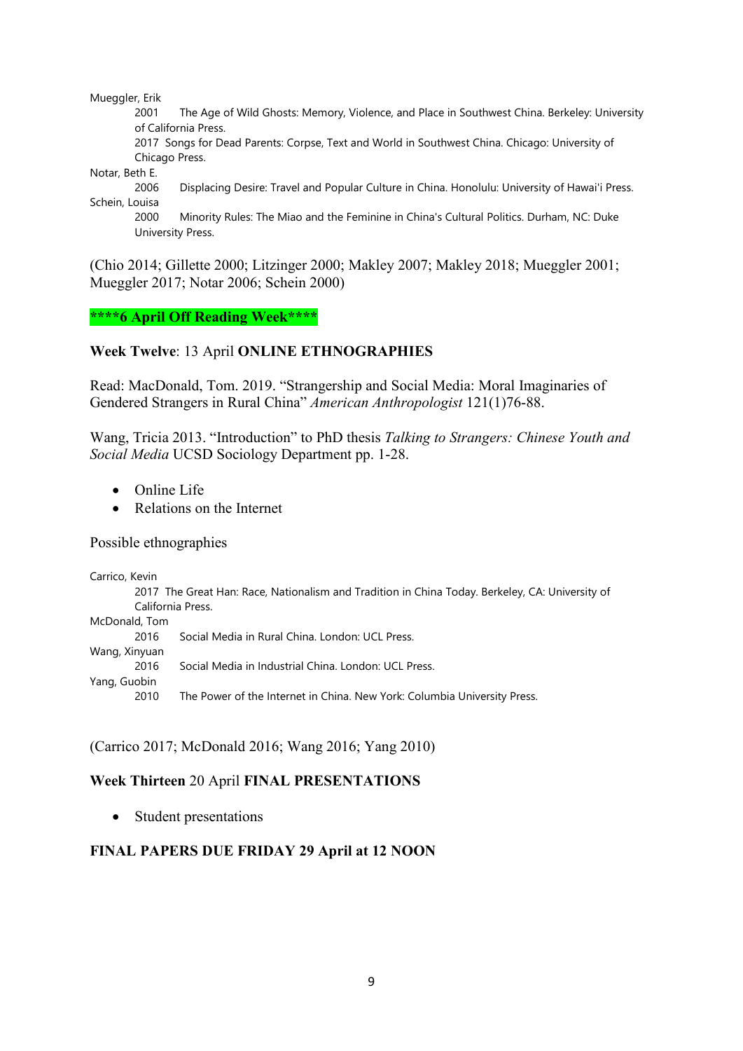Mueggler, Erik

2001 The Age of Wild Ghosts: Memory, Violence, and Place in Southwest China. Berkeley: University of California Press.

2017 Songs for Dead Parents: Corpse, Text and World in Southwest China. Chicago: University of Chicago Press.

Notar, Beth E.

2006 Displacing Desire: Travel and Popular Culture in China. Honolulu: University of Hawai'i Press.

Schein, Louisa

2000 Minority Rules: The Miao and the Feminine in China's Cultural Politics. Durham, NC: Duke University Press.

(Chio 2014; Gillette 2000; Litzinger 2000; Makley 2007; Makley 2018; Mueggler 2001; Mueggler 2017; Notar 2006; Schein 2000)

**\*\*\*\*6 April Off Reading Week\*\*\*\***

**Week Twelve**: 13 April **ONLINE ETHNOGRAPHIES**

Read: MacDonald, Tom. 2019. "Strangership and Social Media: Moral Imaginaries of Gendered Strangers in Rural China" *American Anthropologist* 121(1)76-88.

Wang, Tricia 2013. "Introduction" to PhD thesis *Talking to Strangers: Chinese Youth and Social Media* UCSD Sociology Department pp. 1-28.

- Online Life
- Relations on the Internet

Possible ethnographies

Carrico, Kevin

2017 The Great Han: Race, Nationalism and Tradition in China Today. Berkeley, CA: University of California Press.

McDonald, Tom

2016 Social Media in Rural China. London: UCL Press.

Wang, Xinyuan

2016 Social Media in Industrial China. London: UCL Press.

Yang, Guobin

2010 The Power of the Internet in China. New York: Columbia University Press.

(Carrico 2017; McDonald 2016; Wang 2016; Yang 2010)

**Week Thirteen** 20 April **FINAL PRESENTATIONS**

- Student presentations

**FINAL PAPERS DUE FRIDAY 29 April at 12 NOON**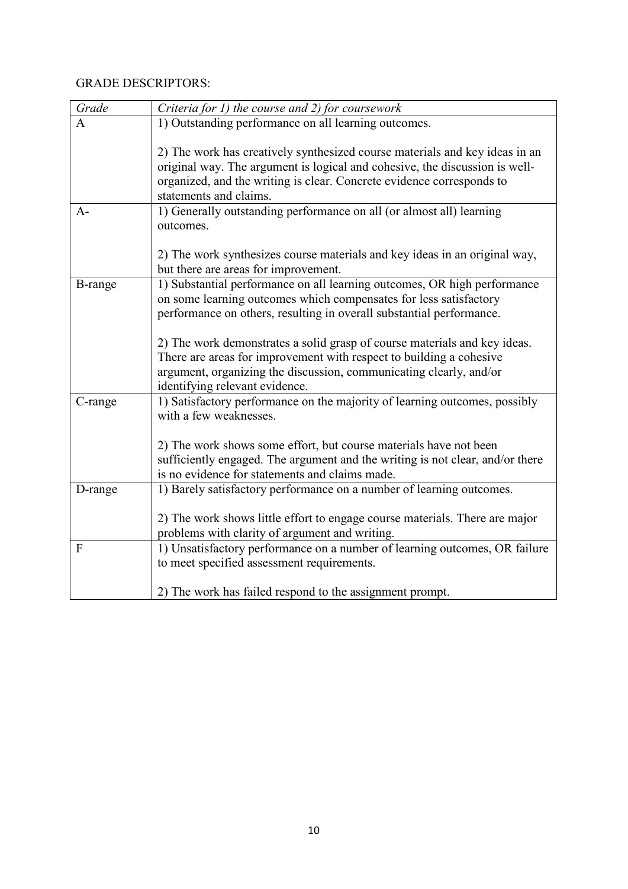GRADE DESCRIPTORS:

| *Grade* | *Criteria for 1) the course and 2) for coursework* |
| --- | --- |
| A | 1) Outstanding performance on all learning outcomes.<br><br>2) The work has creatively synthesized course materials and key ideas in an original way. The argument is logical and cohesive, the discussion is well-organized, and the writing is clear. Concrete evidence corresponds to statements and claims. |
| A- | 1) Generally outstanding performance on all (or almost all) learning outcomes.<br><br>2) The work synthesizes course materials and key ideas in an original way, but there are areas for improvement. |
| B-range | 1) Substantial performance on all learning outcomes, OR high performance on some learning outcomes which compensates for less satisfactory performance on others, resulting in overall substantial performance.<br><br>2) The work demonstrates a solid grasp of course materials and key ideas. There are areas for improvement with respect to building a cohesive argument, organizing the discussion, communicating clearly, and/or identifying relevant evidence. |
| C-range | 1) Satisfactory performance on the majority of learning outcomes, possibly with a few weaknesses.<br><br>2) The work shows some effort, but course materials have not been sufficiently engaged. The argument and the writing is not clear, and/or there is no evidence for statements and claims made. |
| D-range | 1) Barely satisfactory performance on a number of learning outcomes.<br><br>2) The work shows little effort to engage course materials. There are major problems with clarity of argument and writing. |
| F | 1) Unsatisfactory performance on a number of learning outcomes, OR failure to meet specified assessment requirements.<br><br>2) The work has failed respond to the assignment prompt. |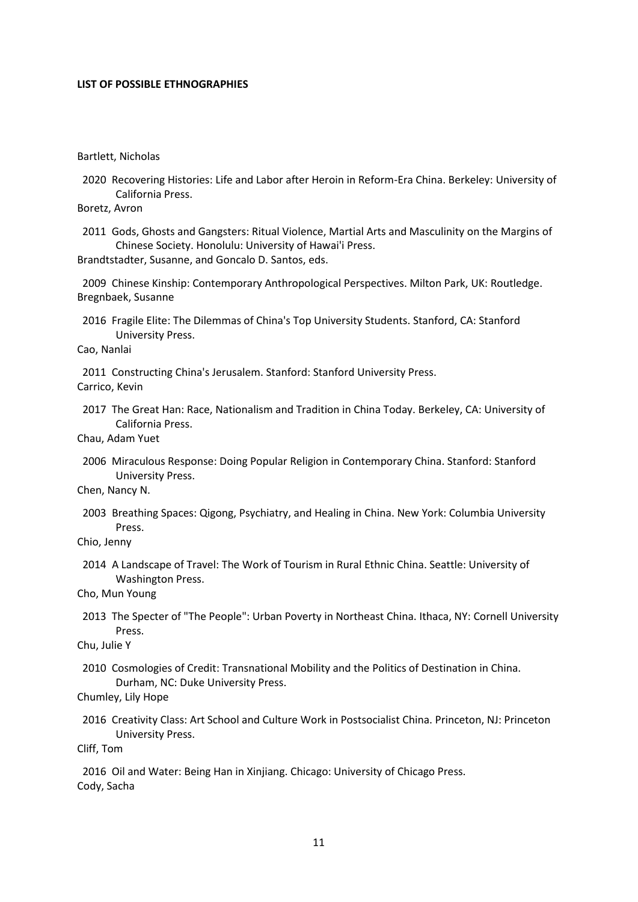**LIST OF POSSIBLE ETHNOGRAPHIES**

Bartlett, Nicholas

2020 Recovering Histories: Life and Labor after Heroin in Reform-Era China. Berkeley: University of California Press.

Boretz, Avron

2011 Gods, Ghosts and Gangsters: Ritual Violence, Martial Arts and Masculinity on the Margins of Chinese Society. Honolulu: University of Hawai'i Press.

Brandtstadter, Susanne, and Goncalo D. Santos, eds.

2009 Chinese Kinship: Contemporary Anthropological Perspectives. Milton Park, UK: Routledge.

Bregnbaek, Susanne

2016 Fragile Elite: The Dilemmas of China's Top University Students. Stanford, CA: Stanford University Press.

Cao, Nanlai

2011 Constructing China's Jerusalem. Stanford: Stanford University Press.

Carrico, Kevin

2017 The Great Han: Race, Nationalism and Tradition in China Today. Berkeley, CA: University of California Press.

Chau, Adam Yuet

2006 Miraculous Response: Doing Popular Religion in Contemporary China. Stanford: Stanford University Press.

Chen, Nancy N.

2003 Breathing Spaces: Qigong, Psychiatry, and Healing in China. New York: Columbia University Press.

Chio, Jenny

2014 A Landscape of Travel: The Work of Tourism in Rural Ethnic China. Seattle: University of Washington Press.

Cho, Mun Young

2013 The Specter of "The People": Urban Poverty in Northeast China. Ithaca, NY: Cornell University Press.

Chu, Julie Y

2010 Cosmologies of Credit: Transnational Mobility and the Politics of Destination in China. Durham, NC: Duke University Press.

Chumley, Lily Hope

2016 Creativity Class: Art School and Culture Work in Postsocialist China. Princeton, NJ: Princeton University Press.

Cliff, Tom

2016 Oil and Water: Being Han in Xinjiang. Chicago: University of Chicago Press.

Cody, Sacha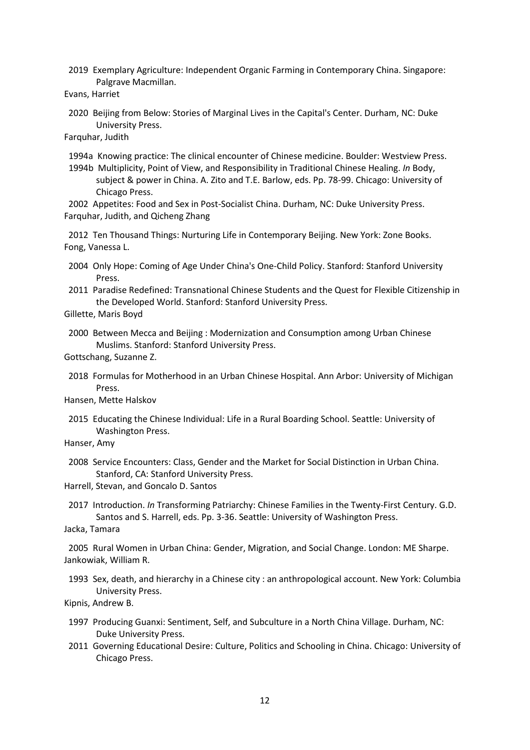2019 Exemplary Agriculture: Independent Organic Farming in Contemporary China. Singapore: Palgrave Macmillan.

Evans, Harriet

2020 Beijing from Below: Stories of Marginal Lives in the Capital's Center. Durham, NC: Duke University Press.

Farquhar, Judith

1994a Knowing practice: The clinical encounter of Chinese medicine. Boulder: Westview Press.

1994b Multiplicity, Point of View, and Responsibility in Traditional Chinese Healing. *In* Body, subject & power in China. A. Zito and T.E. Barlow, eds. Pp. 78-99. Chicago: University of Chicago Press.

2002 Appetites: Food and Sex in Post-Socialist China. Durham, NC: Duke University Press.

Farquhar, Judith, and Qicheng Zhang

2012 Ten Thousand Things: Nurturing Life in Contemporary Beijing. New York: Zone Books.

Fong, Vanessa L.

2004 Only Hope: Coming of Age Under China's One-Child Policy. Stanford: Stanford University Press.

2011 Paradise Redefined: Transnational Chinese Students and the Quest for Flexible Citizenship in the Developed World. Stanford: Stanford University Press.

Gillette, Maris Boyd

2000 Between Mecca and Beijing : Modernization and Consumption among Urban Chinese Muslims. Stanford: Stanford University Press.

Gottschang, Suzanne Z.

2018 Formulas for Motherhood in an Urban Chinese Hospital. Ann Arbor: University of Michigan Press.

Hansen, Mette Halskov

2015 Educating the Chinese Individual: Life in a Rural Boarding School. Seattle: University of Washington Press.

Hanser, Amy

2008 Service Encounters: Class, Gender and the Market for Social Distinction in Urban China. Stanford, CA: Stanford University Press.

Harrell, Stevan, and Goncalo D. Santos

2017 Introduction. *In* Transforming Patriarchy: Chinese Families in the Twenty-First Century. G.D. Santos and S. Harrell, eds. Pp. 3-36. Seattle: University of Washington Press.

Jacka, Tamara

2005 Rural Women in Urban China: Gender, Migration, and Social Change. London: ME Sharpe.

Jankowiak, William R.

1993 Sex, death, and hierarchy in a Chinese city : an anthropological account. New York: Columbia University Press.

Kipnis, Andrew B.

1997 Producing Guanxi: Sentiment, Self, and Subculture in a North China Village. Durham, NC: Duke University Press.

2011 Governing Educational Desire: Culture, Politics and Schooling in China. Chicago: University of Chicago Press.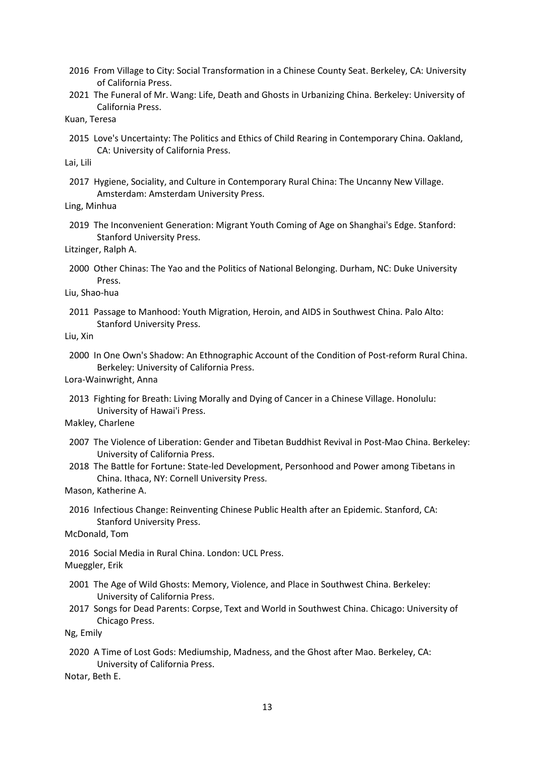2016 From Village to City: Social Transformation in a Chinese County Seat. Berkeley, CA: University of California Press.

2021 The Funeral of Mr. Wang: Life, Death and Ghosts in Urbanizing China. Berkeley: University of California Press.

Kuan, Teresa

2015 Love's Uncertainty: The Politics and Ethics of Child Rearing in Contemporary China. Oakland, CA: University of California Press.

Lai, Lili

2017 Hygiene, Sociality, and Culture in Contemporary Rural China: The Uncanny New Village. Amsterdam: Amsterdam University Press.

Ling, Minhua

2019 The Inconvenient Generation: Migrant Youth Coming of Age on Shanghai's Edge. Stanford: Stanford University Press.

Litzinger, Ralph A.

2000 Other Chinas: The Yao and the Politics of National Belonging. Durham, NC: Duke University Press.

Liu, Shao-hua

2011 Passage to Manhood: Youth Migration, Heroin, and AIDS in Southwest China. Palo Alto: Stanford University Press.

Liu, Xin

2000 In One Own's Shadow: An Ethnographic Account of the Condition of Post-reform Rural China. Berkeley: University of California Press.

Lora-Wainwright, Anna

2013 Fighting for Breath: Living Morally and Dying of Cancer in a Chinese Village. Honolulu: University of Hawai'i Press.

Makley, Charlene

2007 The Violence of Liberation: Gender and Tibetan Buddhist Revival in Post-Mao China. Berkeley: University of California Press.

2018 The Battle for Fortune: State-led Development, Personhood and Power among Tibetans in China. Ithaca, NY: Cornell University Press.

Mason, Katherine A.

2016 Infectious Change: Reinventing Chinese Public Health after an Epidemic. Stanford, CA: Stanford University Press.

McDonald, Tom

2016 Social Media in Rural China. London: UCL Press.

Mueggler, Erik

2001 The Age of Wild Ghosts: Memory, Violence, and Place in Southwest China. Berkeley: University of California Press.

2017 Songs for Dead Parents: Corpse, Text and World in Southwest China. Chicago: University of Chicago Press.

Ng, Emily

2020 A Time of Lost Gods: Mediumship, Madness, and the Ghost after Mao. Berkeley, CA: University of California Press.

Notar, Beth E.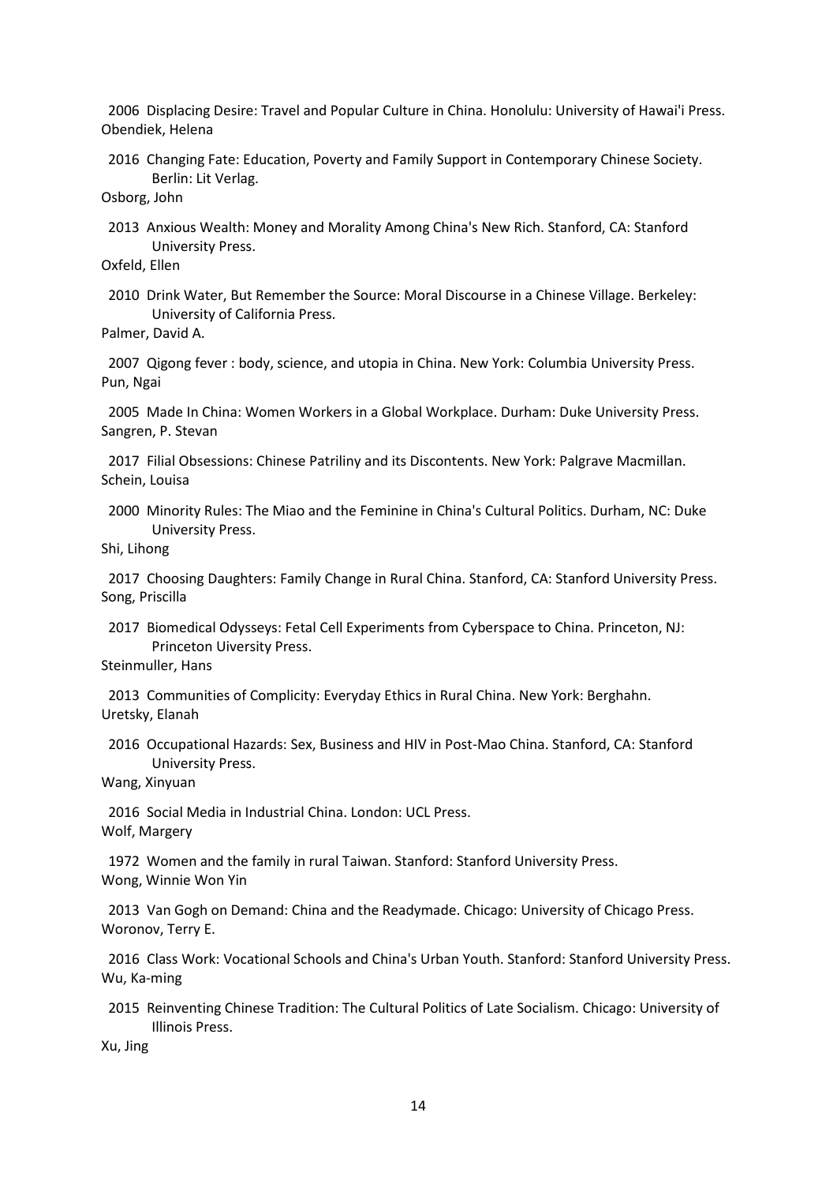2006 Displacing Desire: Travel and Popular Culture in China. Honolulu: University of Hawai'i Press.

Obendiek, Helena

2016 Changing Fate: Education, Poverty and Family Support in Contemporary Chinese Society. Berlin: Lit Verlag.

Osborg, John

2013 Anxious Wealth: Money and Morality Among China's New Rich. Stanford, CA: Stanford University Press.

Oxfeld, Ellen

2010 Drink Water, But Remember the Source: Moral Discourse in a Chinese Village. Berkeley: University of California Press.

Palmer, David A.

2007 Qigong fever : body, science, and utopia in China. New York: Columbia University Press.

Pun, Ngai

2005 Made In China: Women Workers in a Global Workplace. Durham: Duke University Press.

Sangren, P. Stevan

2017 Filial Obsessions: Chinese Patriliny and its Discontents. New York: Palgrave Macmillan.

Schein, Louisa

2000 Minority Rules: The Miao and the Feminine in China's Cultural Politics. Durham, NC: Duke University Press.

Shi, Lihong

2017 Choosing Daughters: Family Change in Rural China. Stanford, CA: Stanford University Press.

Song, Priscilla

2017 Biomedical Odysseys: Fetal Cell Experiments from Cyberspace to China. Princeton, NJ: Princeton Uiversity Press.

Steinmuller, Hans

2013 Communities of Complicity: Everyday Ethics in Rural China. New York: Berghahn.

Uretsky, Elanah

2016 Occupational Hazards: Sex, Business and HIV in Post-Mao China. Stanford, CA: Stanford University Press.

Wang, Xinyuan

2016 Social Media in Industrial China. London: UCL Press.

Wolf, Margery

1972 Women and the family in rural Taiwan. Stanford: Stanford University Press.

Wong, Winnie Won Yin

2013 Van Gogh on Demand: China and the Readymade. Chicago: University of Chicago Press.

Woronov, Terry E.

2016 Class Work: Vocational Schools and China's Urban Youth. Stanford: Stanford University Press.

Wu, Ka-ming

2015 Reinventing Chinese Tradition: The Cultural Politics of Late Socialism. Chicago: University of Illinois Press.

Xu, Jing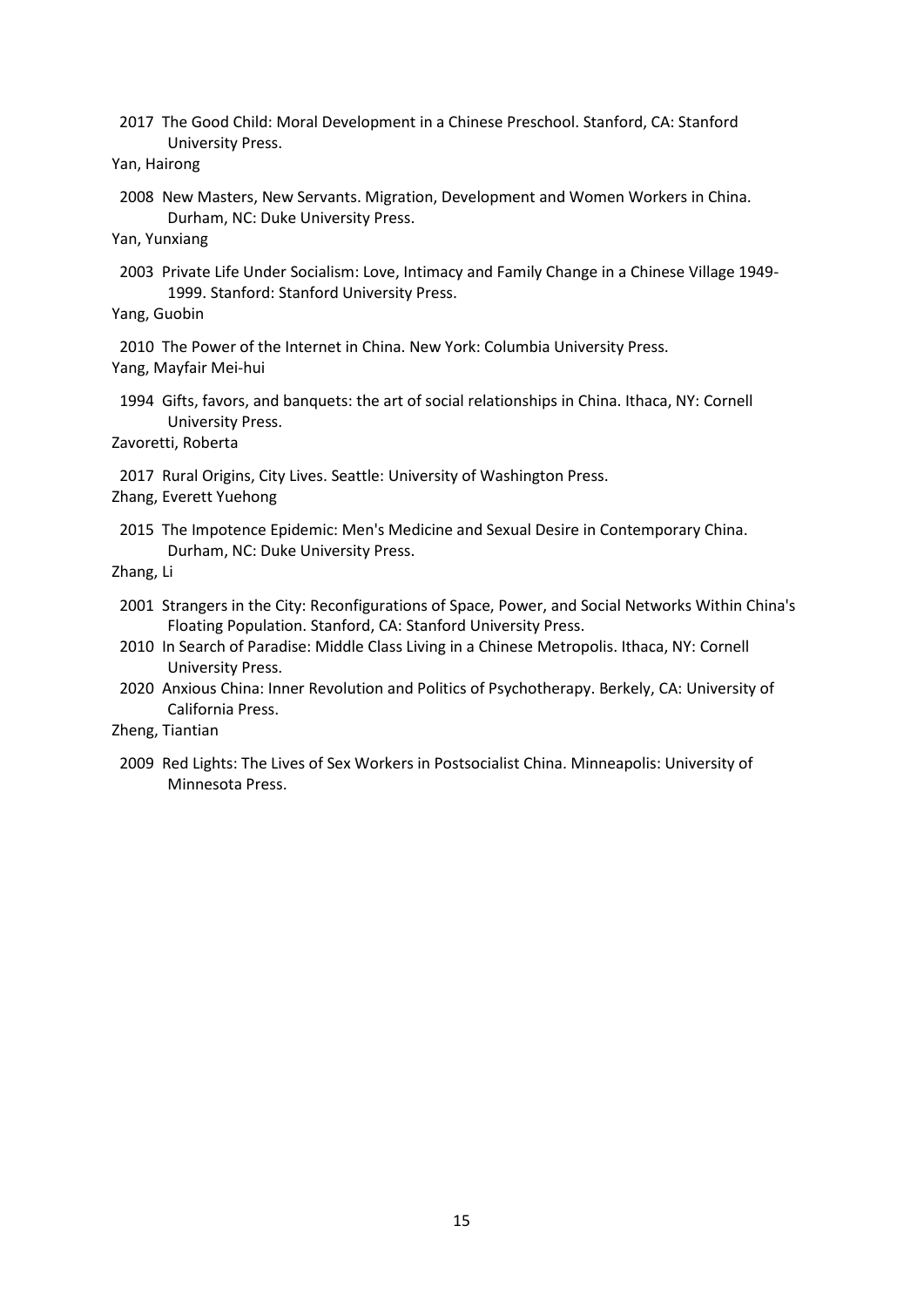2017 The Good Child: Moral Development in a Chinese Preschool. Stanford, CA: Stanford University Press.

Yan, Hairong

2008 New Masters, New Servants. Migration, Development and Women Workers in China. Durham, NC: Duke University Press.

Yan, Yunxiang

2003 Private Life Under Socialism: Love, Intimacy and Family Change in a Chinese Village 1949-1999. Stanford: Stanford University Press.

Yang, Guobin

2010 The Power of the Internet in China. New York: Columbia University Press.

Yang, Mayfair Mei-hui

1994 Gifts, favors, and banquets: the art of social relationships in China. Ithaca, NY: Cornell University Press.

Zavoretti, Roberta

2017 Rural Origins, City Lives. Seattle: University of Washington Press.

Zhang, Everett Yuehong

2015 The Impotence Epidemic: Men's Medicine and Sexual Desire in Contemporary China. Durham, NC: Duke University Press.

Zhang, Li

2001 Strangers in the City: Reconfigurations of Space, Power, and Social Networks Within China's Floating Population. Stanford, CA: Stanford University Press.

2010 In Search of Paradise: Middle Class Living in a Chinese Metropolis. Ithaca, NY: Cornell University Press.

2020 Anxious China: Inner Revolution and Politics of Psychotherapy. Berkely, CA: University of California Press.

Zheng, Tiantian

2009 Red Lights: The Lives of Sex Workers in Postsocialist China. Minneapolis: University of Minnesota Press.